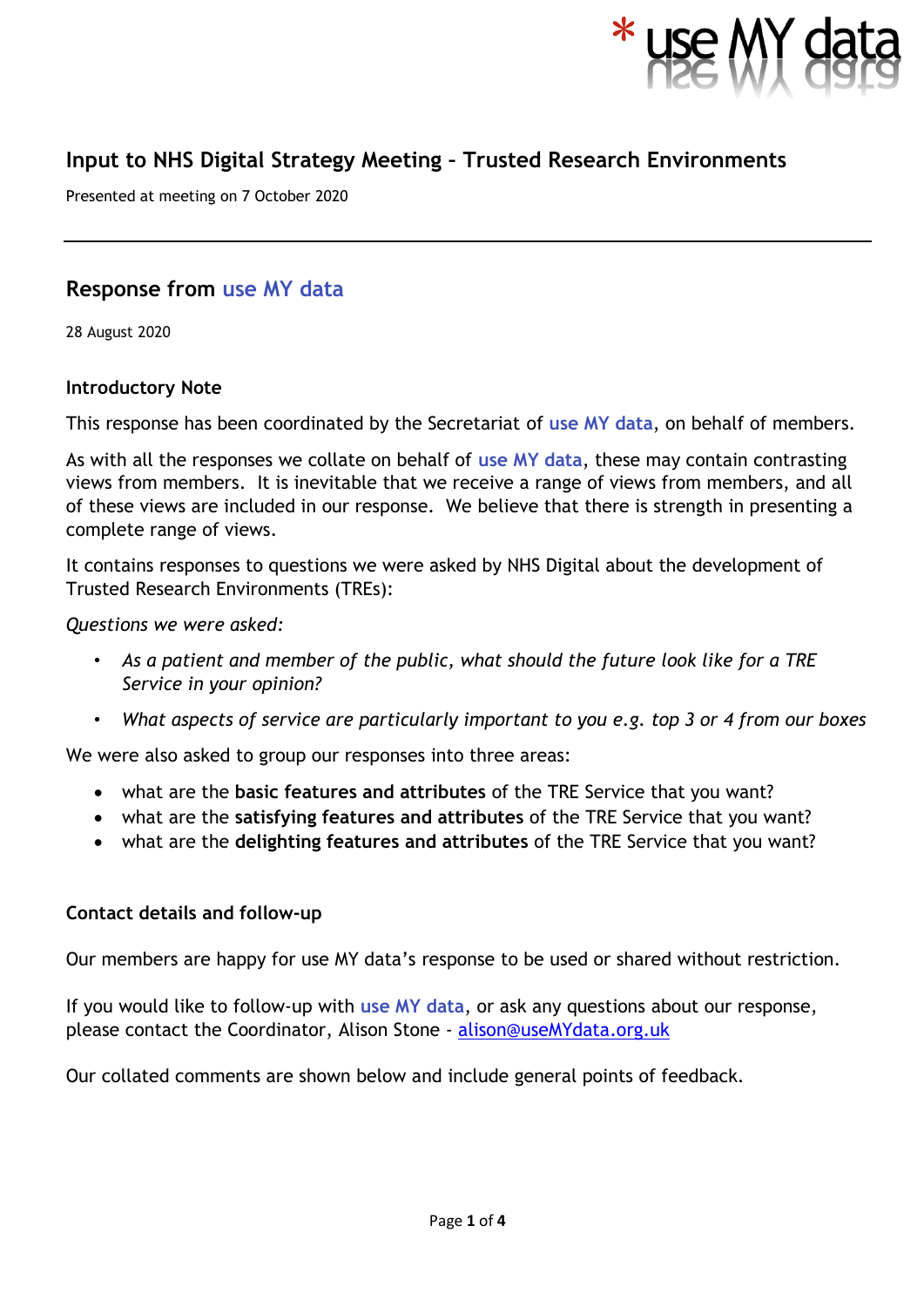# Input to NHS Digital Strategy Meeting – Trusted Research Environments

Presented at meeting on 7 October 2020

---

## Response from use MY data

28 August 2020

### Introductory Note

This response has been coordinated by the Secretariat of **use MY data**, on behalf of members.

As with all the responses we collate on behalf of **use MY data**, these may contain contrasting views from members. It is inevitable that we receive a range of views from members, and all of these views are included in our response. We believe that there is strength in presenting a complete range of views.

It contains responses to questions we were asked by NHS Digital about the development of Trusted Research Environments (TREs):

*Questions we were asked:*

- *As a patient and member of the public, what should the future look like for a TRE Service in your opinion?*
- *What aspects of service are particularly important to you e.g. top 3 or 4 from our boxes*

We were also asked to group our responses into three areas:

- what are the **basic features and attributes** of the TRE Service that you want?
- what are the **satisfying features and attributes** of the TRE Service that you want?
- what are the **delighting features and attributes** of the TRE Service that you want?

### Contact details and follow-up

Our members are happy for use MY data's response to be used or shared without restriction.

If you would like to follow-up with **use MY data**, or ask any questions about our response, please contact the Coordinator, Alison Stone - alison@useMYdata.org.uk

Our collated comments are shown below and include general points of feedback.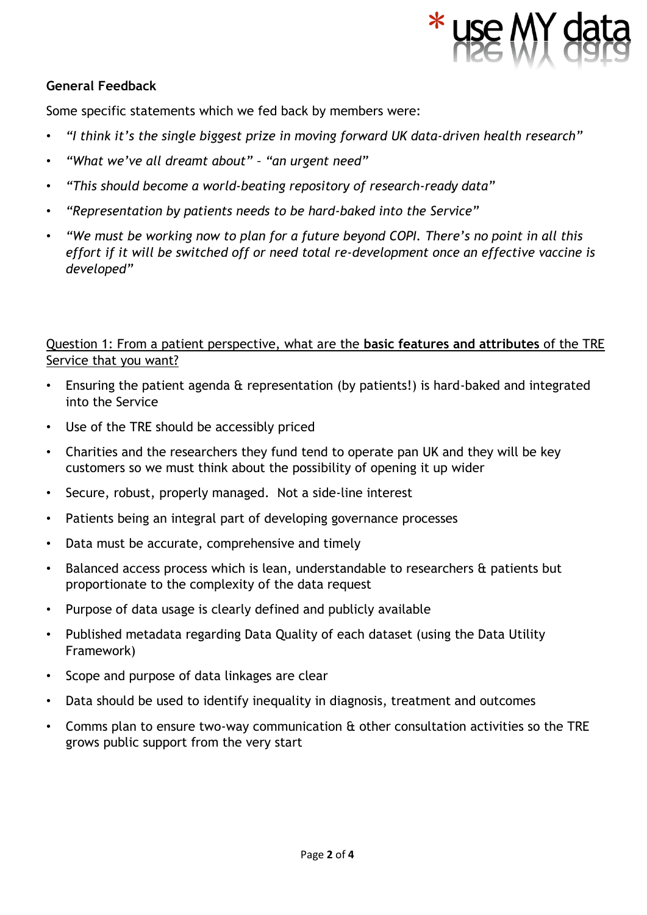**General Feedback**

Some specific statements which we fed back by members were:

- *"I think it's the single biggest prize in moving forward UK data-driven health research"*
- *"What we've all dreamt about"* – *"an urgent need"*
- *"This should become a world-beating repository of research-ready data"*
- *"Representation by patients needs to be hard-baked into the Service"*
- *"We must be working now to plan for a future beyond COPI. There's no point in all this effort if it will be switched off or need total re-development once an effective vaccine is developed"*

<u>Question 1: From a patient perspective, what are the **basic features and attributes** of the TRE Service that you want?</u>

- Ensuring the patient agenda & representation (by patients!) is hard-baked and integrated into the Service
- Use of the TRE should be accessibly priced
- Charities and the researchers they fund tend to operate pan UK and they will be key customers so we must think about the possibility of opening it up wider
- Secure, robust, properly managed. Not a side-line interest
- Patients being an integral part of developing governance processes
- Data must be accurate, comprehensive and timely
- Balanced access process which is lean, understandable to researchers & patients but proportionate to the complexity of the data request
- Purpose of data usage is clearly defined and publicly available
- Published metadata regarding Data Quality of each dataset (using the Data Utility Framework)
- Scope and purpose of data linkages are clear
- Data should be used to identify inequality in diagnosis, treatment and outcomes
- Comms plan to ensure two-way communication & other consultation activities so the TRE grows public support from the very start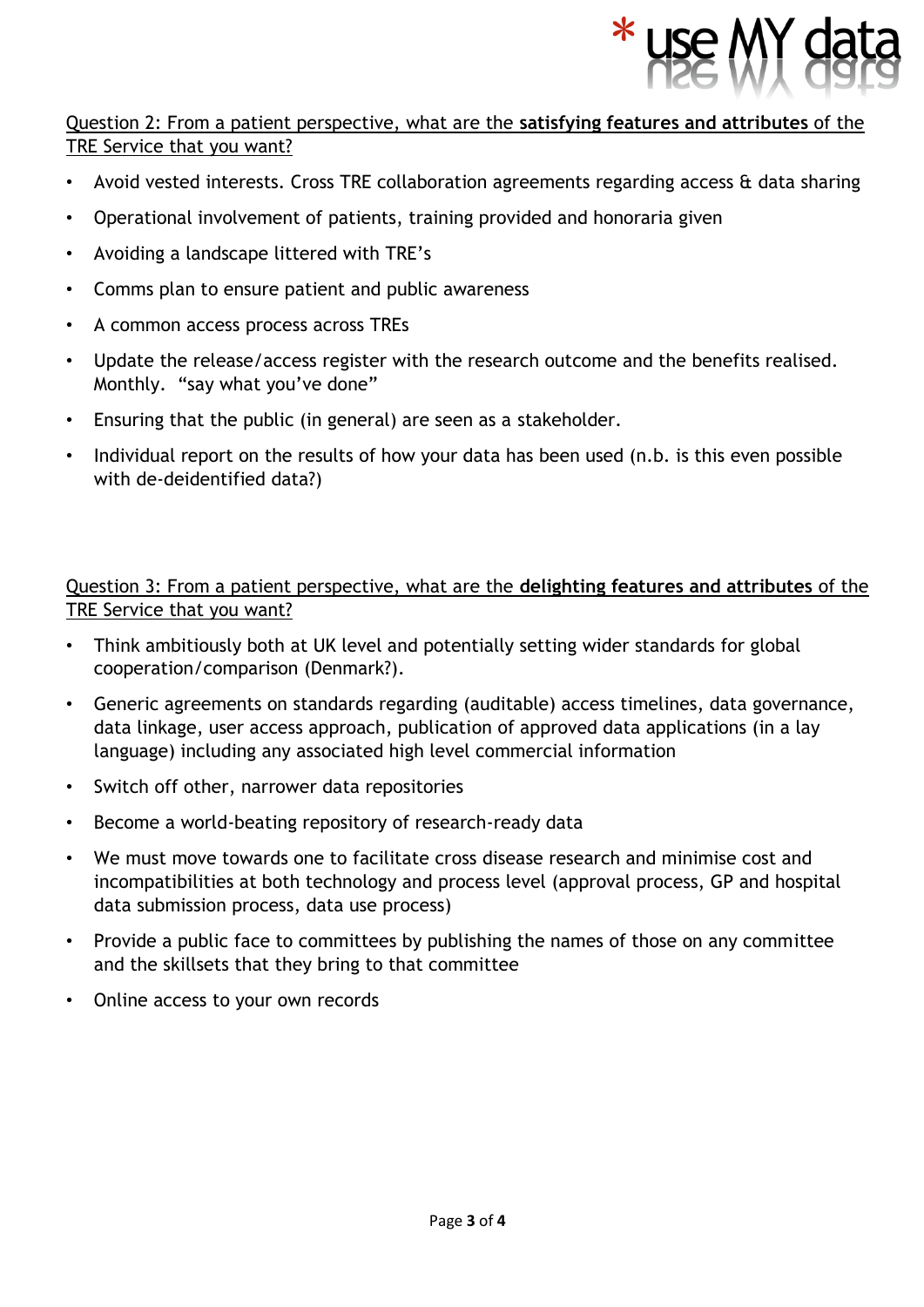Question 2: From a patient perspective, what are the **satisfying features and attributes** of the TRE Service that you want?

- Avoid vested interests. Cross TRE collaboration agreements regarding access & data sharing
- Operational involvement of patients, training provided and honoraria given
- Avoiding a landscape littered with TRE's
- Comms plan to ensure patient and public awareness
- A common access process across TREs
- Update the release/access register with the research outcome and the benefits realised. Monthly. "say what you've done"
- Ensuring that the public (in general) are seen as a stakeholder.
- Individual report on the results of how your data has been used (n.b. is this even possible with de-deidentified data?)

Question 3: From a patient perspective, what are the **delighting features and attributes** of the TRE Service that you want?

- Think ambitiously both at UK level and potentially setting wider standards for global cooperation/comparison (Denmark?).
- Generic agreements on standards regarding (auditable) access timelines, data governance, data linkage, user access approach, publication of approved data applications (in a lay language) including any associated high level commercial information
- Switch off other, narrower data repositories
- Become a world-beating repository of research-ready data
- We must move towards one to facilitate cross disease research and minimise cost and incompatibilities at both technology and process level (approval process, GP and hospital data submission process, data use process)
- Provide a public face to committees by publishing the names of those on any committee and the skillsets that they bring to that committee
- Online access to your own records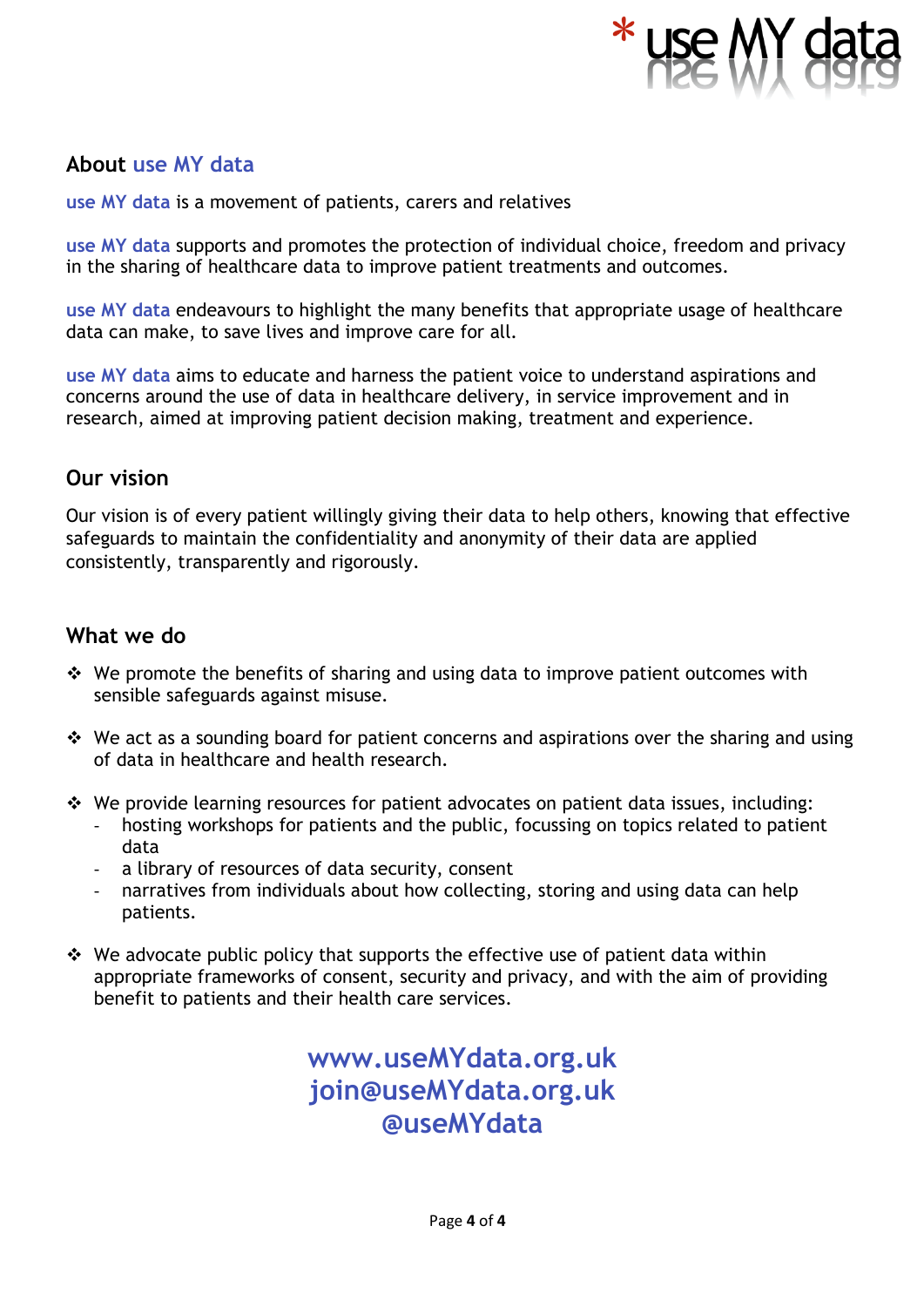\* use MY data

## About use MY data

use MY data is a movement of patients, carers and relatives

use MY data supports and promotes the protection of individual choice, freedom and privacy in the sharing of healthcare data to improve patient treatments and outcomes.

use MY data endeavours to highlight the many benefits that appropriate usage of healthcare data can make, to save lives and improve care for all.

use MY data aims to educate and harness the patient voice to understand aspirations and concerns around the use of data in healthcare delivery, in service improvement and in research, aimed at improving patient decision making, treatment and experience.

## Our vision

Our vision is of every patient willingly giving their data to help others, knowing that effective safeguards to maintain the confidentiality and anonymity of their data are applied consistently, transparently and rigorously.

## What we do

- We promote the benefits of sharing and using data to improve patient outcomes with sensible safeguards against misuse.
- We act as a sounding board for patient concerns and aspirations over the sharing and using of data in healthcare and health research.
- We provide learning resources for patient advocates on patient data issues, including:
  - hosting workshops for patients and the public, focussing on topics related to patient data
  - a library of resources of data security, consent
  - narratives from individuals about how collecting, storing and using data can help patients.
- We advocate public policy that supports the effective use of patient data within appropriate frameworks of consent, security and privacy, and with the aim of providing benefit to patients and their health care services.

**www.useMYdata.org.uk**
**join@useMYdata.org.uk**
**@useMYdata**